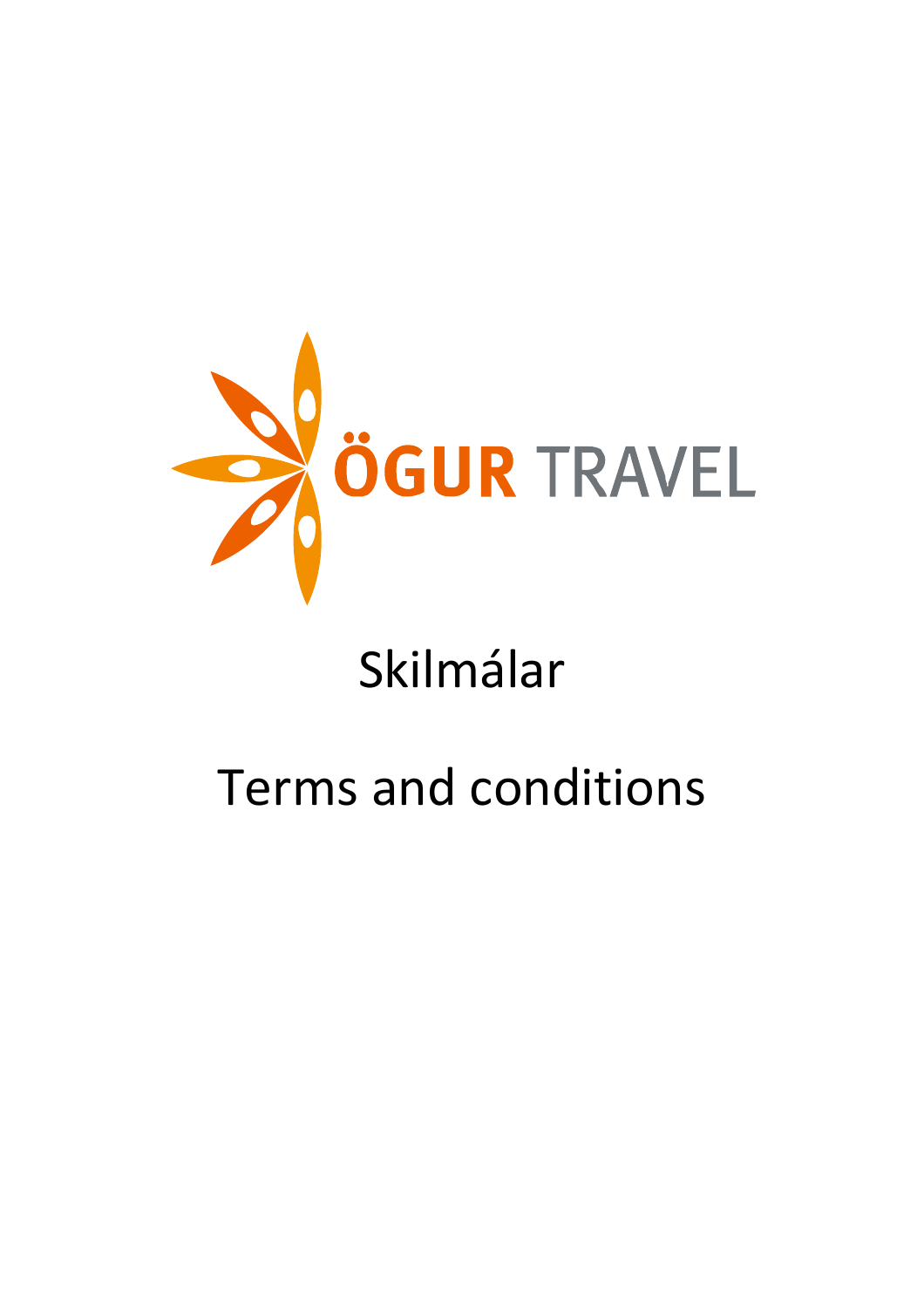ÖGUR TRAVEL

# Skilmálar

# Terms and conditions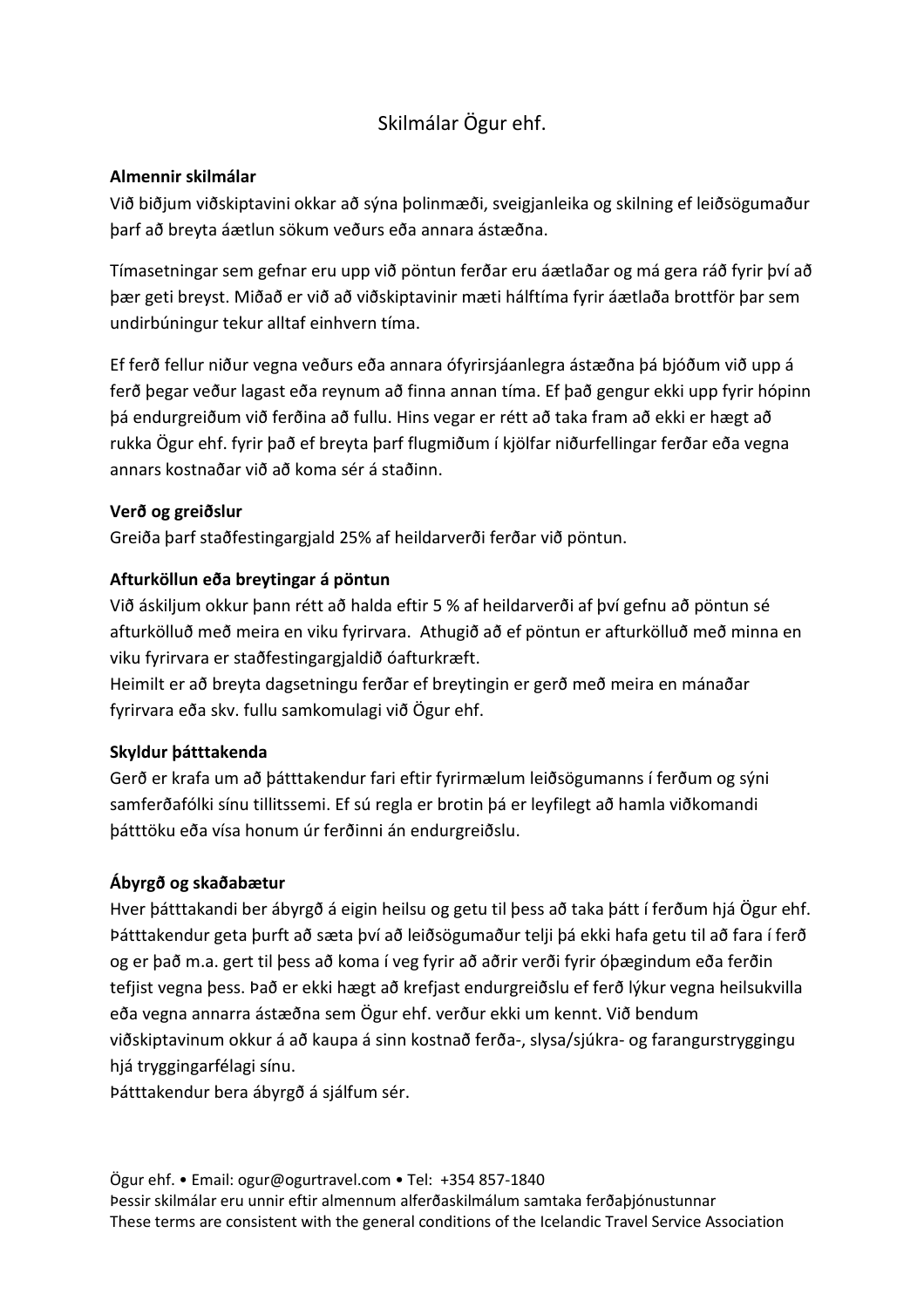# Skilmálar Ögur ehf.

**Almennir skilmálar**

Við biðjum viðskiptavini okkar að sýna þolinmæði, sveigjanleika og skilning ef leiðsögumaður þarf að breyta áætlun sökum veðurs eða annara ástæðna.

Tímasetningar sem gefnar eru upp við pöntun ferðar eru áætlaðar og má gera ráð fyrir því að þær geti breyst. Miðað er við að viðskiptavinir mæti hálftíma fyrir áætlaða brottför þar sem undirbúningur tekur alltaf einhvern tíma.

Ef ferð fellur niður vegna veðurs eða annara ófyrirsjáanlegra ástæðna þá bjóðum við upp á ferð þegar veður lagast eða reynum að finna annan tíma. Ef það gengur ekki upp fyrir hópinn þá endurgreiðum við ferðina að fullu. Hins vegar er rétt að taka fram að ekki er hægt að rukka Ögur ehf. fyrir það ef breyta þarf flugmiðum í kjölfar niðurfellingar ferðar eða vegna annars kostnaðar við að koma sér á staðinn.

**Verð og greiðslur**

Greiða þarf staðfestingargjald 25% af heildarverði ferðar við pöntun.

**Afturköllun eða breytingar á pöntun**

Við áskiljum okkur þann rétt að halda eftir 5 % af heildarverði af því gefnu að pöntun sé afturkölluð með meira en viku fyrirvara. Athugið að ef pöntun er afturkölluð með minna en viku fyrirvara er staðfestingargjaldið óafturkræft.
Heimilt er að breyta dagsetningu ferðar ef breytingin er gerð með meira en mánaðar fyrirvara eða skv. fullu samkomulagi við Ögur ehf.

**Skyldur þátttakenda**

Gerð er krafa um að þátttakendur fari eftir fyrirmælum leiðsögumanns í ferðum og sýni samferðafólki sínu tillitssemi. Ef sú regla er brotin þá er leyfilegt að hamla viðkomandi þátttöku eða vísa honum úr ferðinni án endurgreiðslu.

**Ábyrgð og skaðabætur**

Hver þátttakandi ber ábyrgð á eigin heilsu og getu til þess að taka þátt í ferðum hjá Ögur ehf. Þátttakendur geta þurft að sæta því að leiðsögumaður telji þá ekki hafa getu til að fara í ferð og er það m.a. gert til þess að koma í veg fyrir að aðrir verði fyrir óþægindum eða ferðin tefjist vegna þess. Það er ekki hægt að krefjast endurgreiðslu ef ferð lýkur vegna heilsukvilla eða vegna annarra ástæðna sem Ögur ehf. verður ekki um kennt. Við bendum viðskiptavinum okkur á að kaupa á sinn kostnað ferða-, slysa/sjúkra- og farangurstryggingu hjá tryggingarfélagi sínu.
Þátttakendur bera ábyrgð á sjálfum sér.

Ögur ehf. • Email: ogur@ogurtravel.com • Tel: +354 857-1840
Þessir skilmálar eru unnir eftir almennum alferðaskilmálum samtaka ferðaþjónustunnar
These terms are consistent with the general conditions of the Icelandic Travel Service Association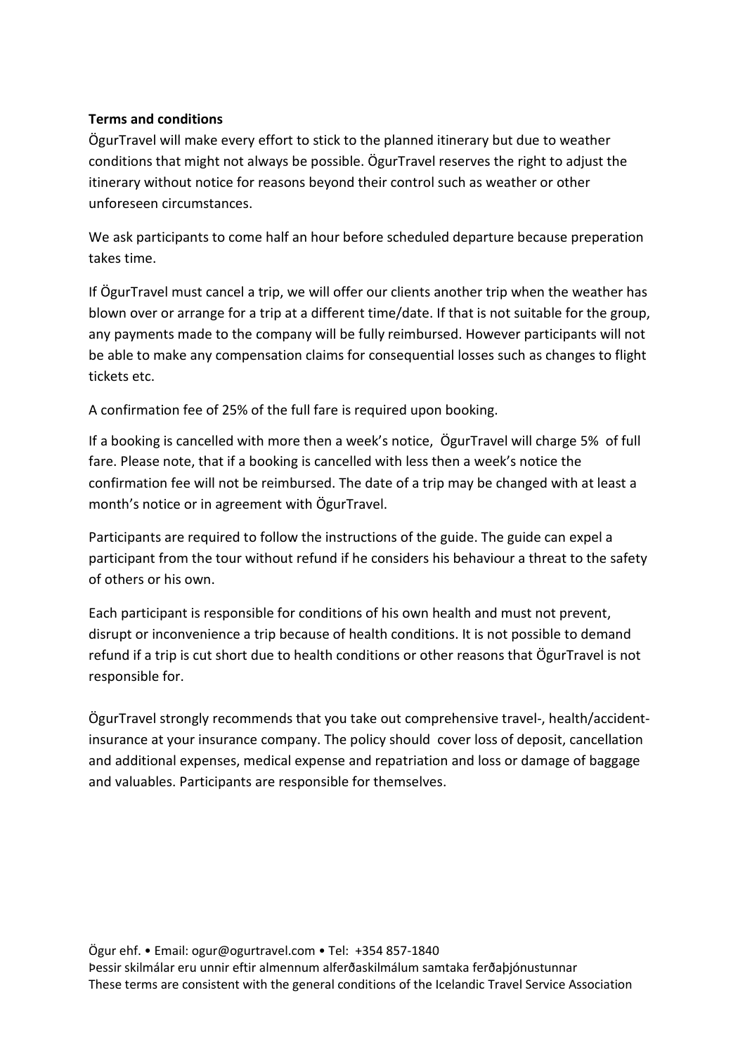**Terms and conditions**

ÖgurTravel will make every effort to stick to the planned itinerary but due to weather conditions that might not always be possible. ÖgurTravel reserves the right to adjust the itinerary without notice for reasons beyond their control such as weather or other unforeseen circumstances.

We ask participants to come half an hour before scheduled departure because preperation takes time.

If ÖgurTravel must cancel a trip, we will offer our clients another trip when the weather has blown over or arrange for a trip at a different time/date. If that is not suitable for the group, any payments made to the company will be fully reimbursed. However participants will not be able to make any compensation claims for consequential losses such as changes to flight tickets etc.

A confirmation fee of 25% of the full fare is required upon booking.

If a booking is cancelled with more then a week's notice, ÖgurTravel will charge 5% of full fare. Please note, that if a booking is cancelled with less then a week's notice the confirmation fee will not be reimbursed. The date of a trip may be changed with at least a month's notice or in agreement with ÖgurTravel.

Participants are required to follow the instructions of the guide. The guide can expel a participant from the tour without refund if he considers his behaviour a threat to the safety of others or his own.

Each participant is responsible for conditions of his own health and must not prevent, disrupt or inconvenience a trip because of health conditions. It is not possible to demand refund if a trip is cut short due to health conditions or other reasons that ÖgurTravel is not responsible for.

ÖgurTravel strongly recommends that you take out comprehensive travel-, health/accident-insurance at your insurance company. The policy should cover loss of deposit, cancellation and additional expenses, medical expense and repatriation and loss or damage of baggage and valuables. Participants are responsible for themselves.

Ögur ehf. • Email: ogur@ogurtravel.com • Tel: +354 857-1840
Þessir skilmálar eru unnir eftir almennum alferðaskilmálum samtaka ferðaþjónustunnar
These terms are consistent with the general conditions of the Icelandic Travel Service Association